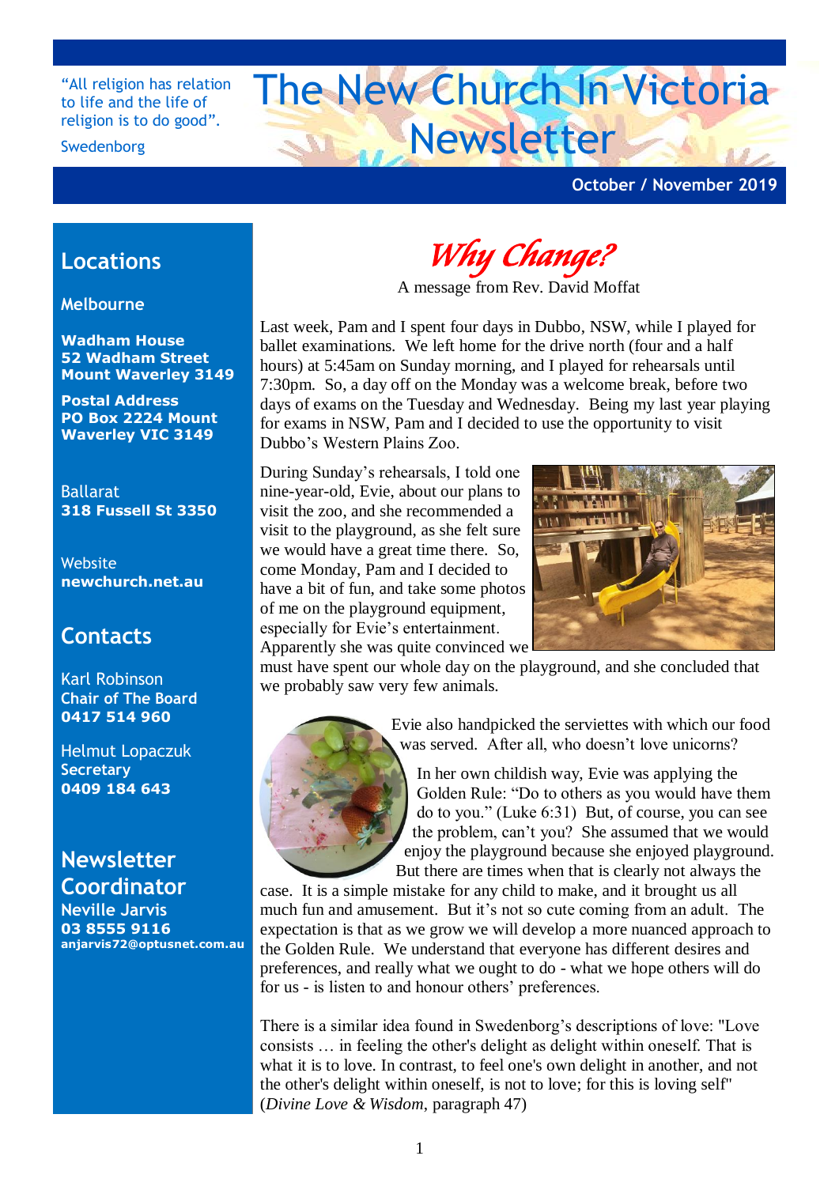"All religion has relation to life and the life of religion is to do good".

Swedenborg

# The New Church In Victoria Newsletter

**October / November 2019**

## Locations

**Melbourne**

**Wadham House**
**52 Wadham Street**
**Mount Waverley 3149**

**Postal Address**
**PO Box 2224 Mount Waverley VIC 3149**

Ballarat
**318 Fussell St 3350**

Website
**newchurch.net.au**

## Contacts

Karl Robinson
**Chair of The Board**
**0417 514 960**

Helmut Lopaczuk
**Secretary**
**0409 184 643**

## Newsletter Coordinator

**Neville Jarvis**
**03 8555 9116**
**anjarvis72@optusnet.com.au**

# *Why Change?*

A message from Rev. David Moffat

Last week, Pam and I spent four days in Dubbo, NSW, while I played for ballet examinations. We left home for the drive north (four and a half hours) at 5:45am on Sunday morning, and I played for rehearsals until 7:30pm. So, a day off on the Monday was a welcome break, before two days of exams on the Tuesday and Wednesday. Being my last year playing for exams in NSW, Pam and I decided to use the opportunity to visit Dubbo's Western Plains Zoo.

During Sunday's rehearsals, I told one nine-year-old, Evie, about our plans to visit the zoo, and she recommended a visit to the playground, as she felt sure we would have a great time there. So, come Monday, Pam and I decided to have a bit of fun, and take some photos of me on the playground equipment, especially for Evie's entertainment. Apparently she was quite convinced we must have spent our whole day on the playground, and she concluded that we probably saw very few animals.

Evie also handpicked the serviettes with which our food was served. After all, who doesn't love unicorns?

In her own childish way, Evie was applying the Golden Rule: "Do to others as you would have them do to you." (Luke 6:31) But, of course, you can see the problem, can't you? She assumed that we would enjoy the playground because she enjoyed playground. But there are times when that is clearly not always the case. It is a simple mistake for any child to make, and it brought us all much fun and amusement. But it's not so cute coming from an adult. The expectation is that as we grow we will develop a more nuanced approach to the Golden Rule. We understand that everyone has different desires and preferences, and really what we ought to do - what we hope others will do for us - is listen to and honour others' preferences.

There is a similar idea found in Swedenborg's descriptions of love: "Love consists … in feeling the other's delight as delight within oneself. That is what it is to love. In contrast, to feel one's own delight in another, and not the other's delight within oneself, is not to love; for this is loving self" (*Divine Love & Wisdom*, paragraph 47)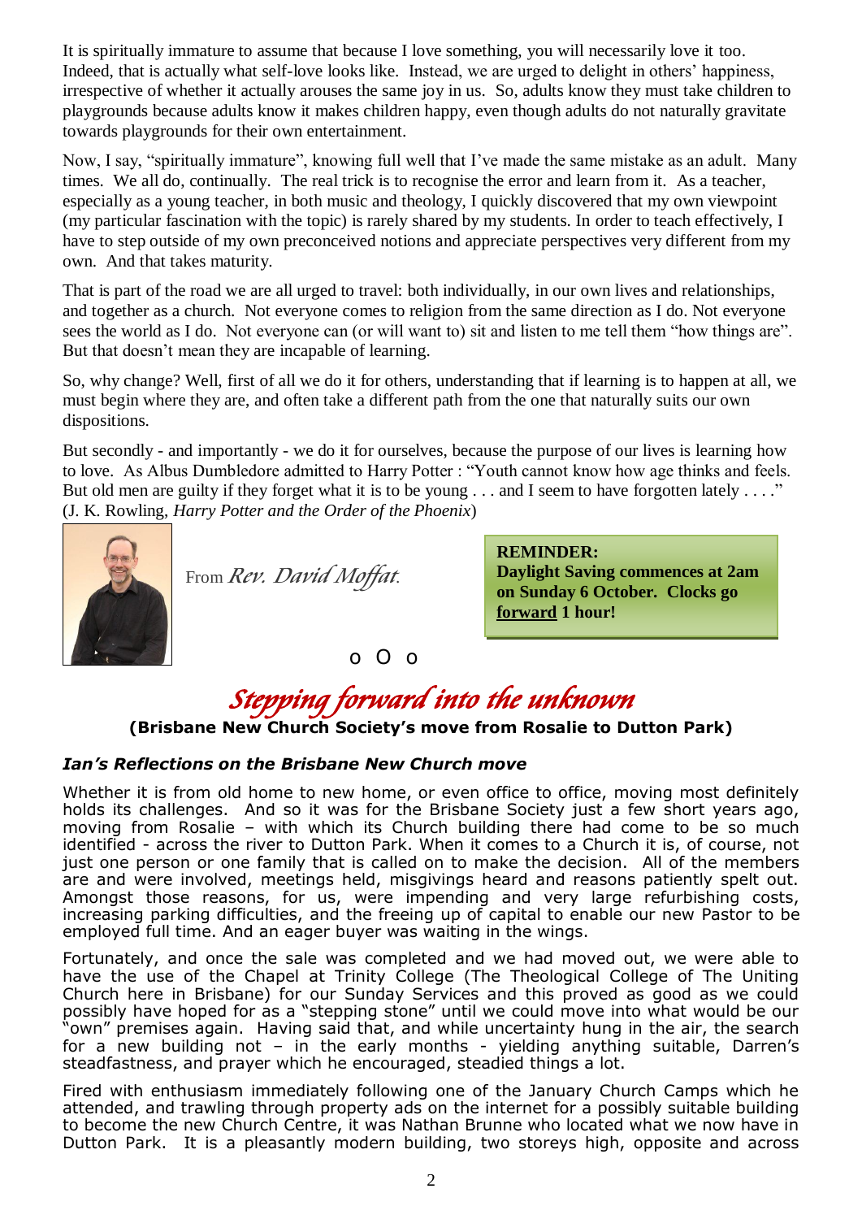It is spiritually immature to assume that because I love something, you will necessarily love it too. Indeed, that is actually what self-love looks like. Instead, we are urged to delight in others' happiness, irrespective of whether it actually arouses the same joy in us. So, adults know they must take children to playgrounds because adults know it makes children happy, even though adults do not naturally gravitate towards playgrounds for their own entertainment.

Now, I say, "spiritually immature", knowing full well that I've made the same mistake as an adult. Many times. We all do, continually. The real trick is to recognise the error and learn from it. As a teacher, especially as a young teacher, in both music and theology, I quickly discovered that my own viewpoint (my particular fascination with the topic) is rarely shared by my students. In order to teach effectively, I have to step outside of my own preconceived notions and appreciate perspectives very different from my own. And that takes maturity.

That is part of the road we are all urged to travel: both individually, in our own lives and relationships, and together as a church. Not everyone comes to religion from the same direction as I do. Not everyone sees the world as I do. Not everyone can (or will want to) sit and listen to me tell them "how things are". But that doesn't mean they are incapable of learning.

So, why change? Well, first of all we do it for others, understanding that if learning is to happen at all, we must begin where they are, and often take a different path from the one that naturally suits our own dispositions.

But secondly - and importantly - we do it for ourselves, because the purpose of our lives is learning how to love. As Albus Dumbledore admitted to Harry Potter : "Youth cannot know how age thinks and feels. But old men are guilty if they forget what it is to be young . . . and I seem to have forgotten lately . . . ." (J. K. Rowling, *Harry Potter and the Order of the Phoenix*)

From *Rev. David Moffat.*

> **REMINDER:**
> **Daylight Saving commences at 2am on Sunday 6 October. Clocks go <u>forward</u> 1 hour!**

o O o

# *Stepping forward into the unknown*

**(Brisbane New Church Society's move from Rosalie to Dutton Park)**

### *Ian's Reflections on the Brisbane New Church move*

Whether it is from old home to new home, or even office to office, moving most definitely holds its challenges. And so it was for the Brisbane Society just a few short years ago, moving from Rosalie – with which its Church building there had come to be so much identified - across the river to Dutton Park. When it comes to a Church it is, of course, not just one person or one family that is called on to make the decision. All of the members are and were involved, meetings held, misgivings heard and reasons patiently spelt out. Amongst those reasons, for us, were impending and very large refurbishing costs, increasing parking difficulties, and the freeing up of capital to enable our new Pastor to be employed full time. And an eager buyer was waiting in the wings.

Fortunately, and once the sale was completed and we had moved out, we were able to have the use of the Chapel at Trinity College (The Theological College of The Uniting Church here in Brisbane) for our Sunday Services and this proved as good as we could possibly have hoped for as a "stepping stone" until we could move into what would be our "own" premises again. Having said that, and while uncertainty hung in the air, the search for a new building not – in the early months - yielding anything suitable, Darren's steadfastness, and prayer which he encouraged, steadied things a lot.

Fired with enthusiasm immediately following one of the January Church Camps which he attended, and trawling through property ads on the internet for a possibly suitable building to become the new Church Centre, it was Nathan Brunne who located what we now have in Dutton Park. It is a pleasantly modern building, two storeys high, opposite and across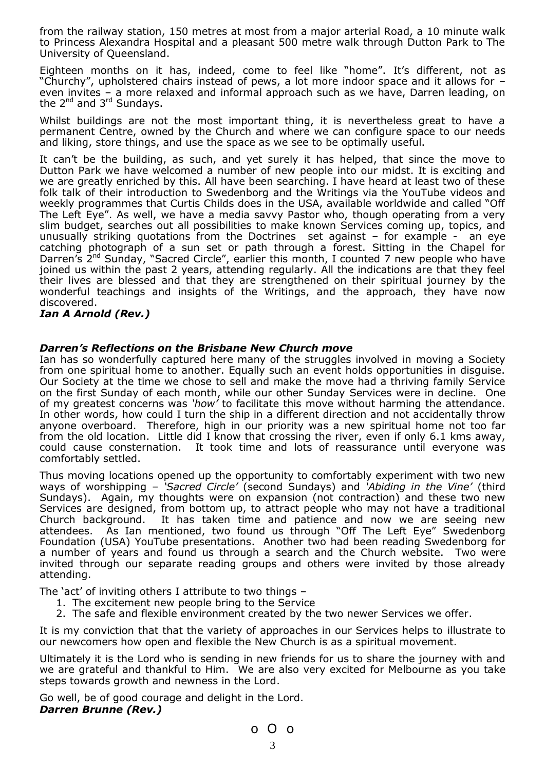from the railway station, 150 metres at most from a major arterial Road, a 10 minute walk to Princess Alexandra Hospital and a pleasant 500 metre walk through Dutton Park to The University of Queensland.

Eighteen months on it has, indeed, come to feel like "home". It's different, not as "Churchy", upholstered chairs instead of pews, a lot more indoor space and it allows for – even invites – a more relaxed and informal approach such as we have, Darren leading, on the 2nd and 3rd Sundays.

Whilst buildings are not the most important thing, it is nevertheless great to have a permanent Centre, owned by the Church and where we can configure space to our needs and liking, store things, and use the space as we see to be optimally useful.

It can't be the building, as such, and yet surely it has helped, that since the move to Dutton Park we have welcomed a number of new people into our midst. It is exciting and we are greatly enriched by this. All have been searching. I have heard at least two of these folk talk of their introduction to Swedenborg and the Writings via the YouTube videos and weekly programmes that Curtis Childs does in the USA, available worldwide and called "Off The Left Eye". As well, we have a media savvy Pastor who, though operating from a very slim budget, searches out all possibilities to make known Services coming up, topics, and unusually striking quotations from the Doctrines set against – for example - an eye catching photograph of a sun set or path through a forest. Sitting in the Chapel for Darren's 2nd Sunday, "Sacred Circle", earlier this month, I counted 7 new people who have joined us within the past 2 years, attending regularly. All the indications are that they feel their lives are blessed and that they are strengthened on their spiritual journey by the wonderful teachings and insights of the Writings, and the approach, they have now discovered.

***Ian A Arnold (Rev.)***

### *Darren's Reflections on the Brisbane New Church move*

Ian has so wonderfully captured here many of the struggles involved in moving a Society from one spiritual home to another. Equally such an event holds opportunities in disguise. Our Society at the time we chose to sell and make the move had a thriving family Service on the first Sunday of each month, while our other Sunday Services were in decline. One of my greatest concerns was *'how'* to facilitate this move without harming the attendance. In other words, how could I turn the ship in a different direction and not accidentally throw anyone overboard. Therefore, high in our priority was a new spiritual home not too far from the old location. Little did I know that crossing the river, even if only 6.1 kms away, could cause consternation. It took time and lots of reassurance until everyone was comfortably settled.

Thus moving locations opened up the opportunity to comfortably experiment with two new ways of worshipping – *'Sacred Circle'* (second Sundays) and *'Abiding in the Vine'* (third Sundays). Again, my thoughts were on expansion (not contraction) and these two new Services are designed, from bottom up, to attract people who may not have a traditional Church background. It has taken time and patience and now we are seeing new attendees. As Ian mentioned, two found us through "Off The Left Eye" Swedenborg Foundation (USA) YouTube presentations. Another two had been reading Swedenborg for a number of years and found us through a search and the Church website. Two were invited through our separate reading groups and others were invited by those already attending.

The 'act' of inviting others I attribute to two things –

1. The excitement new people bring to the Service
2. The safe and flexible environment created by the two newer Services we offer.

It is my conviction that that the variety of approaches in our Services helps to illustrate to our newcomers how open and flexible the New Church is as a spiritual movement.

Ultimately it is the Lord who is sending in new friends for us to share the journey with and we are grateful and thankful to Him. We are also very excited for Melbourne as you take steps towards growth and newness in the Lord.

Go well, be of good courage and delight in the Lord.

***Darren Brunne (Rev.)***

o O o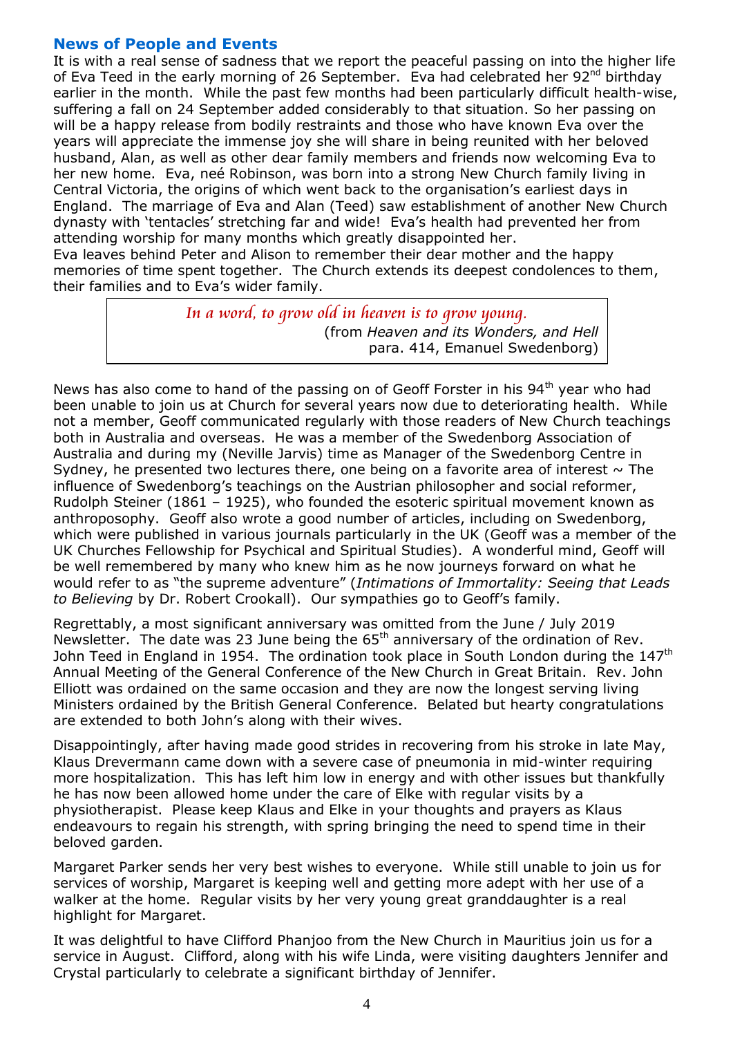## News of People and Events

It is with a real sense of sadness that we report the peaceful passing on into the higher life of Eva Teed in the early morning of 26 September. Eva had celebrated her 92nd birthday earlier in the month. While the past few months had been particularly difficult health-wise, suffering a fall on 24 September added considerably to that situation. So her passing on will be a happy release from bodily restraints and those who have known Eva over the years will appreciate the immense joy she will share in being reunited with her beloved husband, Alan, as well as other dear family members and friends now welcoming Eva to her new home. Eva, neé Robinson, was born into a strong New Church family living in Central Victoria, the origins of which went back to the organisation's earliest days in England. The marriage of Eva and Alan (Teed) saw establishment of another New Church dynasty with 'tentacles' stretching far and wide! Eva's health had prevented her from attending worship for many months which greatly disappointed her.
Eva leaves behind Peter and Alison to remember their dear mother and the happy memories of time spent together. The Church extends its deepest condolences to them, their families and to Eva's wider family.

> *In a word, to grow old in heaven is to grow young.*
> (from *Heaven and its Wonders, and Hell* para. 414, Emanuel Swedenborg)

News has also come to hand of the passing on of Geoff Forster in his 94th year who had been unable to join us at Church for several years now due to deteriorating health. While not a member, Geoff communicated regularly with those readers of New Church teachings both in Australia and overseas. He was a member of the Swedenborg Association of Australia and during my (Neville Jarvis) time as Manager of the Swedenborg Centre in Sydney, he presented two lectures there, one being on a favorite area of interest ~ The influence of Swedenborg's teachings on the Austrian philosopher and social reformer, Rudolph Steiner (1861 – 1925), who founded the esoteric spiritual movement known as anthroposophy. Geoff also wrote a good number of articles, including on Swedenborg, which were published in various journals particularly in the UK (Geoff was a member of the UK Churches Fellowship for Psychical and Spiritual Studies). A wonderful mind, Geoff will be well remembered by many who knew him as he now journeys forward on what he would refer to as "the supreme adventure" (*Intimations of Immortality: Seeing that Leads to Believing* by Dr. Robert Crookall). Our sympathies go to Geoff's family.

Regrettably, a most significant anniversary was omitted from the June / July 2019 Newsletter. The date was 23 June being the 65th anniversary of the ordination of Rev. John Teed in England in 1954. The ordination took place in South London during the 147th Annual Meeting of the General Conference of the New Church in Great Britain. Rev. John Elliott was ordained on the same occasion and they are now the longest serving living Ministers ordained by the British General Conference. Belated but hearty congratulations are extended to both John's along with their wives.

Disappointingly, after having made good strides in recovering from his stroke in late May, Klaus Drevermann came down with a severe case of pneumonia in mid-winter requiring more hospitalization. This has left him low in energy and with other issues but thankfully he has now been allowed home under the care of Elke with regular visits by a physiotherapist. Please keep Klaus and Elke in your thoughts and prayers as Klaus endeavours to regain his strength, with spring bringing the need to spend time in their beloved garden.

Margaret Parker sends her very best wishes to everyone. While still unable to join us for services of worship, Margaret is keeping well and getting more adept with her use of a walker at the home. Regular visits by her very young great granddaughter is a real highlight for Margaret.

It was delightful to have Clifford Phanjoo from the New Church in Mauritius join us for a service in August. Clifford, along with his wife Linda, were visiting daughters Jennifer and Crystal particularly to celebrate a significant birthday of Jennifer.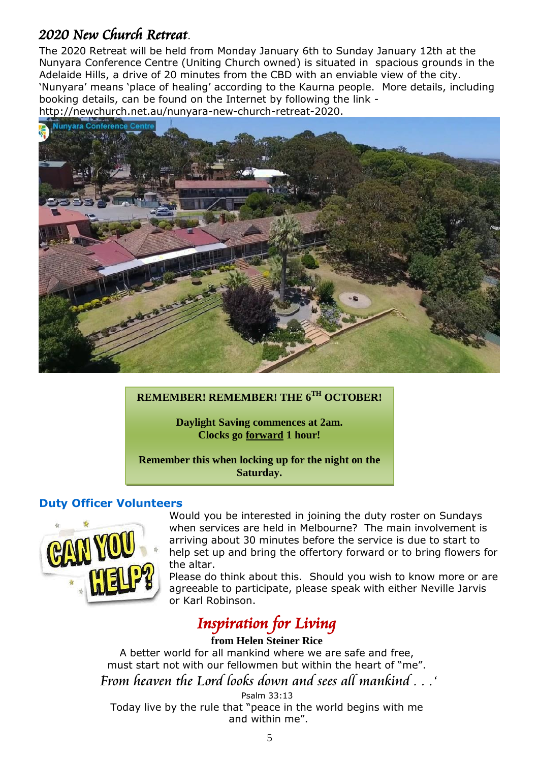## *2020 New Church Retreat*.

The 2020 Retreat will be held from Monday January 6th to Sunday January 12th at the Nunyara Conference Centre (Uniting Church owned) is situated in spacious grounds in the Adelaide Hills, a drive of 20 minutes from the CBD with an enviable view of the city. 'Nunyara' means 'place of healing' according to the Kaurna people. More details, including booking details, can be found on the Internet by following the link - http://newchurch.net.au/nunyara-new-church-retreat-2020.

**REMEMBER! REMEMBER! THE 6TH OCTOBER!**

**Daylight Saving commences at 2am.**
**Clocks go forward 1 hour!**

**Remember this when locking up for the night on the Saturday.**

### Duty Officer Volunteers

CAN YOU HELP?

Would you be interested in joining the duty roster on Sundays when services are held in Melbourne? The main involvement is arriving about 30 minutes before the service is due to start to help set up and bring the offertory forward or to bring flowers for the altar.

Please do think about this. Should you wish to know more or are agreeable to participate, please speak with either Neville Jarvis or Karl Robinson.

## *Inspiration for Living*

**from Helen Steiner Rice**

A better world for all mankind where we are safe and free,
must start not with our fellowmen but within the heart of "me".

*From heaven the Lord looks down and sees all mankind . . .'*

Psalm 33:13

Today live by the rule that "peace in the world begins with me and within me".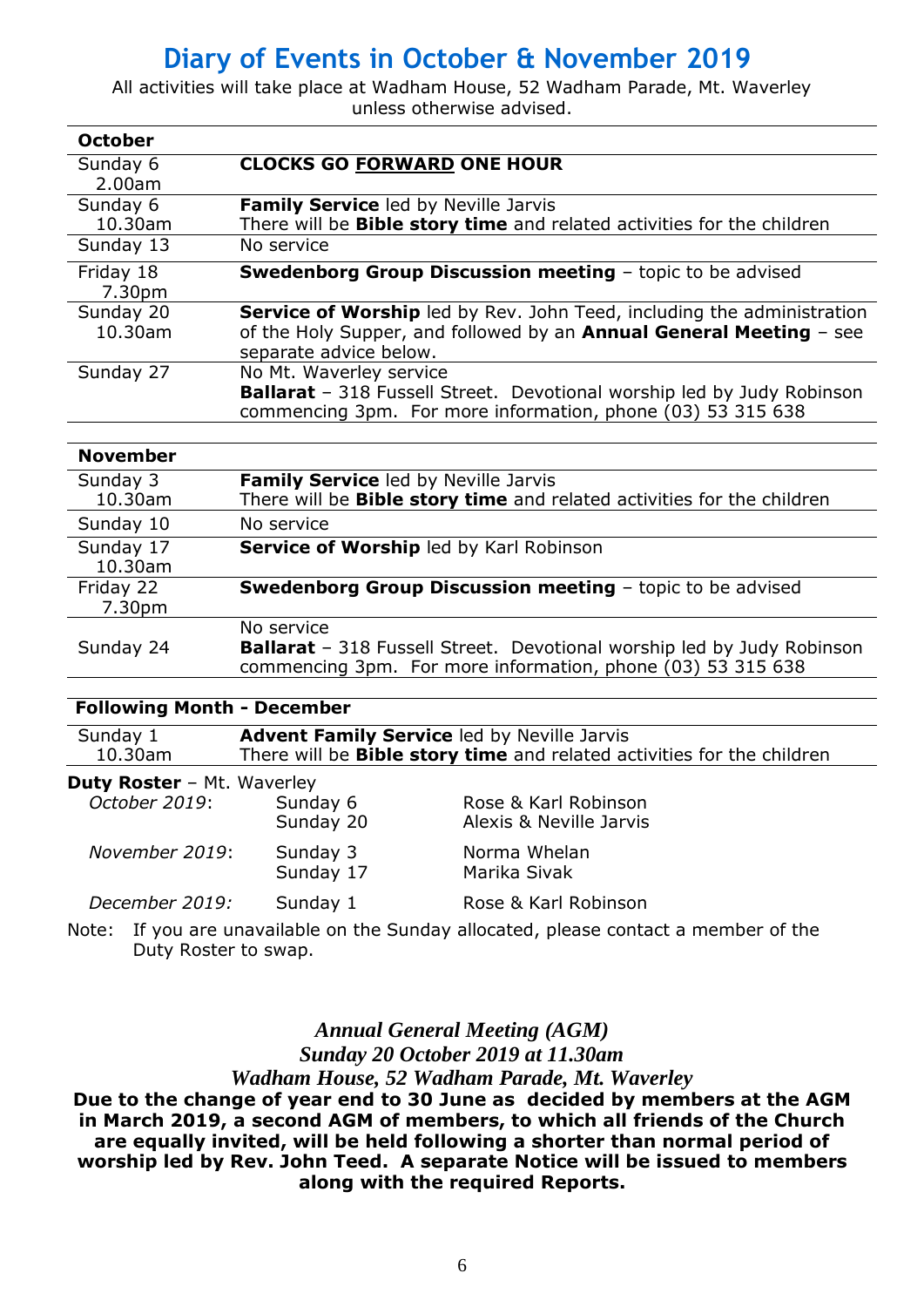# Diary of Events in October & November 2019

All activities will take place at Wadham House, 52 Wadham Parade, Mt. Waverley unless otherwise advised.

| **October** | |
|---|---|
| Sunday 6 2.00am | **CLOCKS GO FORWARD ONE HOUR** |
| Sunday 6 10.30am | **Family Service** led by Neville Jarvis<br>There will be **Bible story time** and related activities for the children |
| Sunday 13 | No service |
| Friday 18 7.30pm | **Swedenborg Group Discussion meeting** – topic to be advised |
| Sunday 20 10.30am | **Service of Worship** led by Rev. John Teed, including the administration of the Holy Supper, and followed by an **Annual General Meeting** – see separate advice below. |
| Sunday 27 | No Mt. Waverley service<br>**Ballarat** – 318 Fussell Street. Devotional worship led by Judy Robinson commencing 3pm. For more information, phone (03) 53 315 638 |

| **November** | |
|---|---|
| Sunday 3 10.30am | **Family Service** led by Neville Jarvis<br>There will be **Bible story time** and related activities for the children |
| Sunday 10 | No service |
| Sunday 17 10.30am | **Service of Worship** led by Karl Robinson |
| Friday 22 7.30pm | **Swedenborg Group Discussion meeting** – topic to be advised |
| Sunday 24 | No service<br>**Ballarat** – 318 Fussell Street. Devotional worship led by Judy Robinson commencing 3pm. For more information, phone (03) 53 315 638 |

| **Following Month - December** | |
|---|---|
| Sunday 1 10.30am | **Advent Family Service** led by Neville Jarvis<br>There will be **Bible story time** and related activities for the children |

**Duty Roster** – Mt. Waverley

| | | |
|---|---|---|
| *October 2019*: | Sunday 6 | Rose & Karl Robinson |
| | Sunday 20 | Alexis & Neville Jarvis |
| *November 2019*: | Sunday 3 | Norma Whelan |
| | Sunday 17 | Marika Sivak |
| *December 2019:* | Sunday 1 | Rose & Karl Robinson |

Note: If you are unavailable on the Sunday allocated, please contact a member of the Duty Roster to swap.

***Annual General Meeting (AGM)***
***Sunday 20 October 2019 at 11.30am***
***Wadham House, 52 Wadham Parade, Mt. Waverley***

**Due to the change of year end to 30 June as decided by members at the AGM in March 2019, a second AGM of members, to which all friends of the Church are equally invited, will be held following a shorter than normal period of worship led by Rev. John Teed. A separate Notice will be issued to members along with the required Reports.**